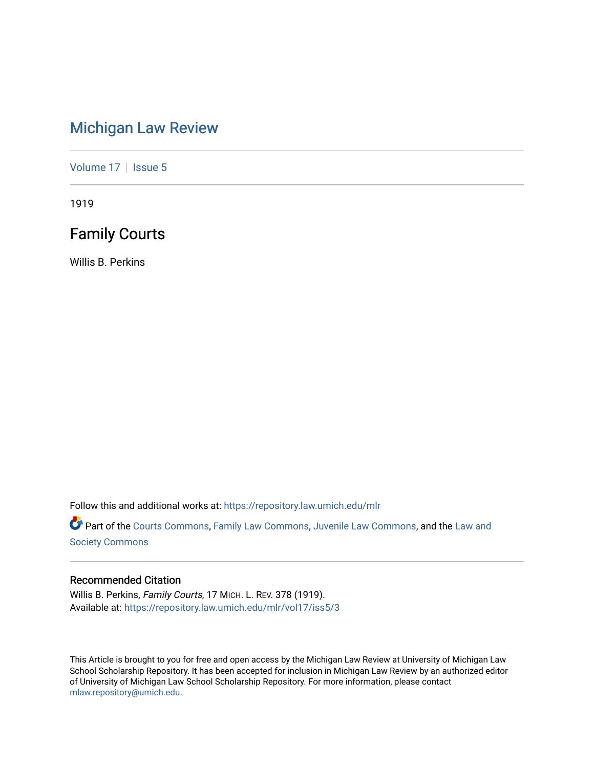# Michigan Law Review

Volume 17 | Issue 5

1919

## Family Courts

Willis B. Perkins

Follow this and additional works at: https://repository.law.umich.edu/mlr

Part of the Courts Commons, Family Law Commons, Juvenile Law Commons, and the Law and Society Commons

### Recommended Citation

Willis B. Perkins, *Family Courts*, 17 MICH. L. REV. 378 (1919).
Available at: https://repository.law.umich.edu/mlr/vol17/iss5/3

This Article is brought to you for free and open access by the Michigan Law Review at University of Michigan Law School Scholarship Repository. It has been accepted for inclusion in Michigan Law Review by an authorized editor of University of Michigan Law School Scholarship Repository. For more information, please contact mlaw.repository@umich.edu.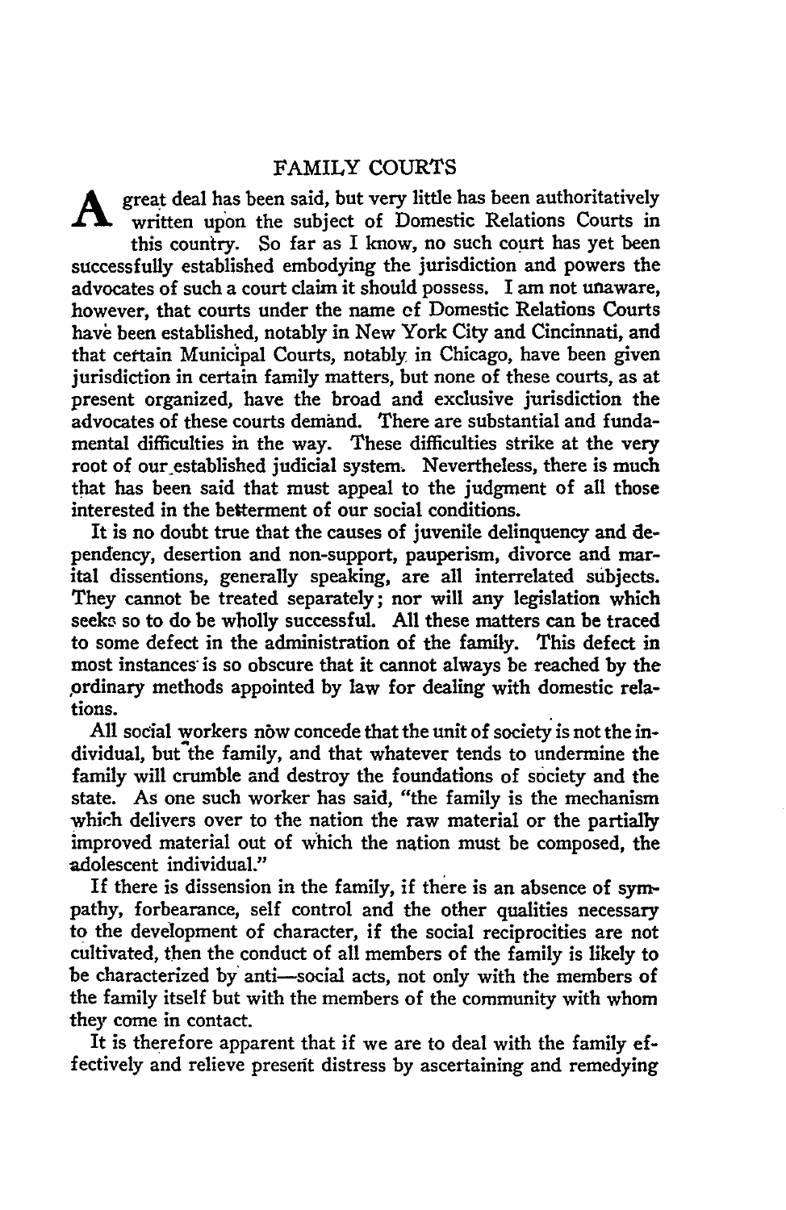# FAMILY COURTS

A great deal has been said, but very little has been authoritatively written upon the subject of Domestic Relations Courts in this country. So far as I know, no such court has yet been successfully established embodying the jurisdiction and powers the advocates of such a court claim it should possess. I am not unaware, however, that courts under the name of Domestic Relations Courts have been established, notably in New York City and Cincinnati, and that certain Municipal Courts, notably in Chicago, have been given jurisdiction in certain family matters, but none of these courts, as at present organized, have the broad and exclusive jurisdiction the advocates of these courts demand. There are substantial and fundamental difficulties in the way. These difficulties strike at the very root of our established judicial system. Nevertheless, there is much that has been said that must appeal to the judgment of all those interested in the betterment of our social conditions.

It is no doubt true that the causes of juvenile delinquency and dependency, desertion and non-support, pauperism, divorce and marital dissentions, generally speaking, are all interrelated subjects. They cannot be treated separately; nor will any legislation which seeks so to do be wholly successful. All these matters can be traced to some defect in the administration of the family. This defect in most instances is so obscure that it cannot always be reached by the ordinary methods appointed by law for dealing with domestic relations.

All social workers now concede that the unit of society is not the individual, but the family, and that whatever tends to undermine the family will crumble and destroy the foundations of society and the state. As one such worker has said, "the family is the mechanism which delivers over to the nation the raw material or the partially improved material out of which the nation must be composed, the adolescent individual."

If there is dissension in the family, if there is an absence of sympathy, forbearance, self control and the other qualities necessary to the development of character, if the social reciprocities are not cultivated, then the conduct of all members of the family is likely to be characterized by anti—social acts, not only with the members of the family itself but with the members of the community with whom they come in contact.

It is therefore apparent that if we are to deal with the family effectively and relieve present distress by ascertaining and remedying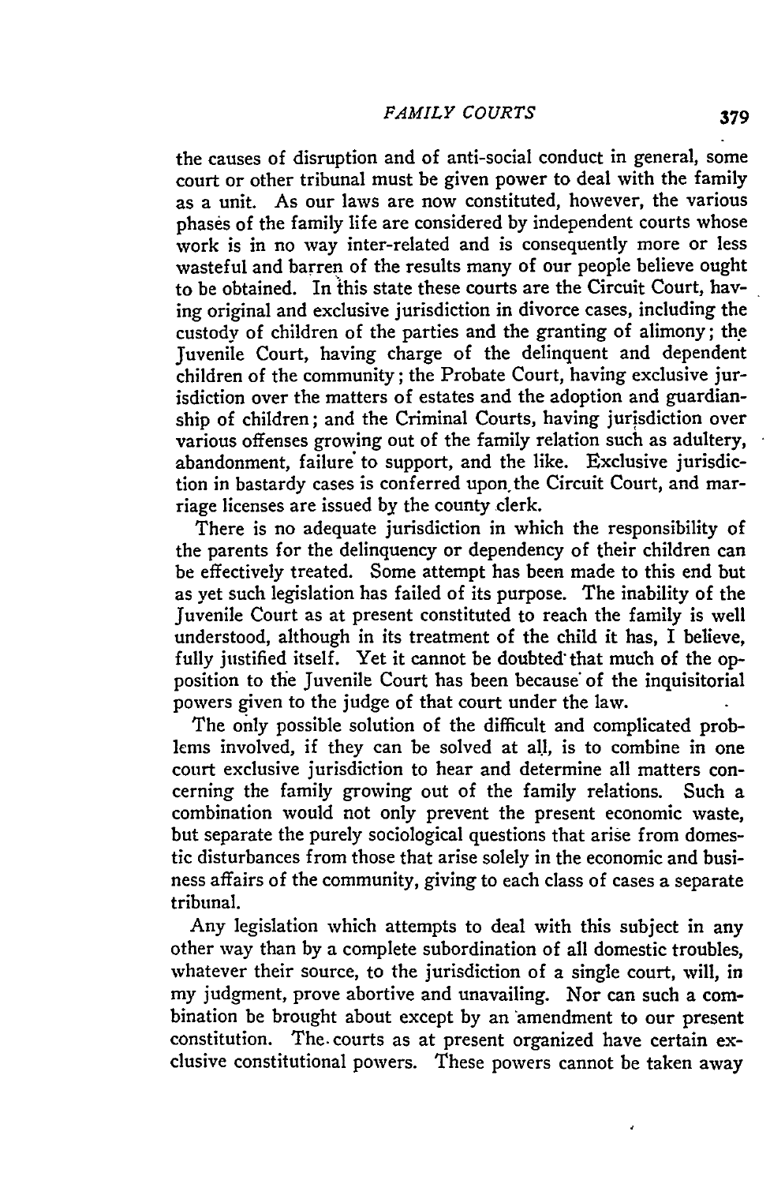the causes of disruption and of anti-social conduct in general, some court or other tribunal must be given power to deal with the family as a unit. As our laws are now constituted, however, the various phases of the family life are considered by independent courts whose work is in no way inter-related and is consequently more or less wasteful and barren of the results many of our people believe ought to be obtained. In this state these courts are the Circuit Court, having original and exclusive jurisdiction in divorce cases, including the custody of children of the parties and the granting of alimony; the Juvenile Court, having charge of the delinquent and dependent children of the community; the Probate Court, having exclusive jurisdiction over the matters of estates and the adoption and guardianship of children; and the Criminal Courts, having jurisdiction over various offenses growing out of the family relation such as adultery, abandonment, failure to support, and the like. Exclusive jurisdiction in bastardy cases is conferred upon the Circuit Court, and marriage licenses are issued by the county clerk.

There is no adequate jurisdiction in which the responsibility of the parents for the delinquency or dependency of their children can be effectively treated. Some attempt has been made to this end but as yet such legislation has failed of its purpose. The inability of the Juvenile Court as at present constituted to reach the family is well understood, although in its treatment of the child it has, I believe, fully justified itself. Yet it cannot be doubted that much of the opposition to the Juvenile Court has been because of the inquisitorial powers given to the judge of that court under the law.

The only possible solution of the difficult and complicated problems involved, if they can be solved at all, is to combine in one court exclusive jurisdiction to hear and determine all matters concerning the family growing out of the family relations. Such a combination would not only prevent the present economic waste, but separate the purely sociological questions that arise from domestic disturbances from those that arise solely in the economic and business affairs of the community, giving to each class of cases a separate tribunal.

Any legislation which attempts to deal with this subject in any other way than by a complete subordination of all domestic troubles, whatever their source, to the jurisdiction of a single court, will, in my judgment, prove abortive and unavailing. Nor can such a combination be brought about except by an amendment to our present constitution. The courts as at present organized have certain exclusive constitutional powers. These powers cannot be taken away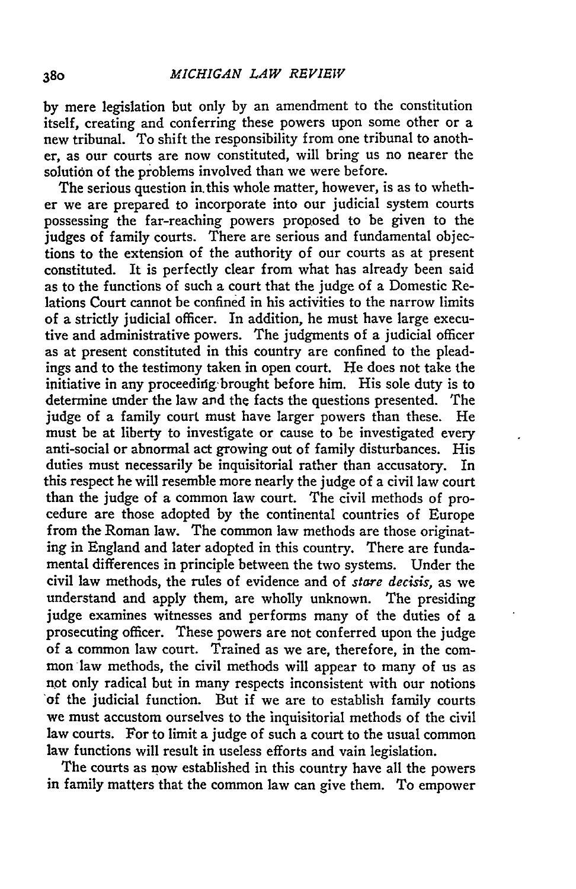by mere legislation but only by an amendment to the constitution itself, creating and conferring these powers upon some other or a new tribunal. To shift the responsibility from one tribunal to another, as our courts are now constituted, will bring us no nearer the solution of the problems involved than we were before.

The serious question in this whole matter, however, is as to whether we are prepared to incorporate into our judicial system courts possessing the far-reaching powers proposed to be given to the judges of family courts. There are serious and fundamental objections to the extension of the authority of our courts as at present constituted. It is perfectly clear from what has already been said as to the functions of such a court that the judge of a Domestic Relations Court cannot be confined in his activities to the narrow limits of a strictly judicial officer. In addition, he must have large executive and administrative powers. The judgments of a judicial officer as at present constituted in this country are confined to the pleadings and to the testimony taken in open court. He does not take the initiative in any proceeding brought before him. His sole duty is to determine under the law and the facts the questions presented. The judge of a family court must have larger powers than these. He must be at liberty to investigate or cause to be investigated every anti-social or abnormal act growing out of family disturbances. His duties must necessarily be inquisitorial rather than accusatory. In this respect he will resemble more nearly the judge of a civil law court than the judge of a common law court. The civil methods of procedure are those adopted by the continental countries of Europe from the Roman law. The common law methods are those originating in England and later adopted in this country. There are fundamental differences in principle between the two systems. Under the civil law methods, the rules of evidence and of *stare decisis*, as we understand and apply them, are wholly unknown. The presiding judge examines witnesses and performs many of the duties of a prosecuting officer. These powers are not conferred upon the judge of a common law court. Trained as we are, therefore, in the common law methods, the civil methods will appear to many of us as not only radical but in many respects inconsistent with our notions of the judicial function. But if we are to establish family courts we must accustom ourselves to the inquisitorial methods of the civil law courts. For to limit a judge of such a court to the usual common law functions will result in useless efforts and vain legislation.

The courts as now established in this country have all the powers in family matters that the common law can give them. To empower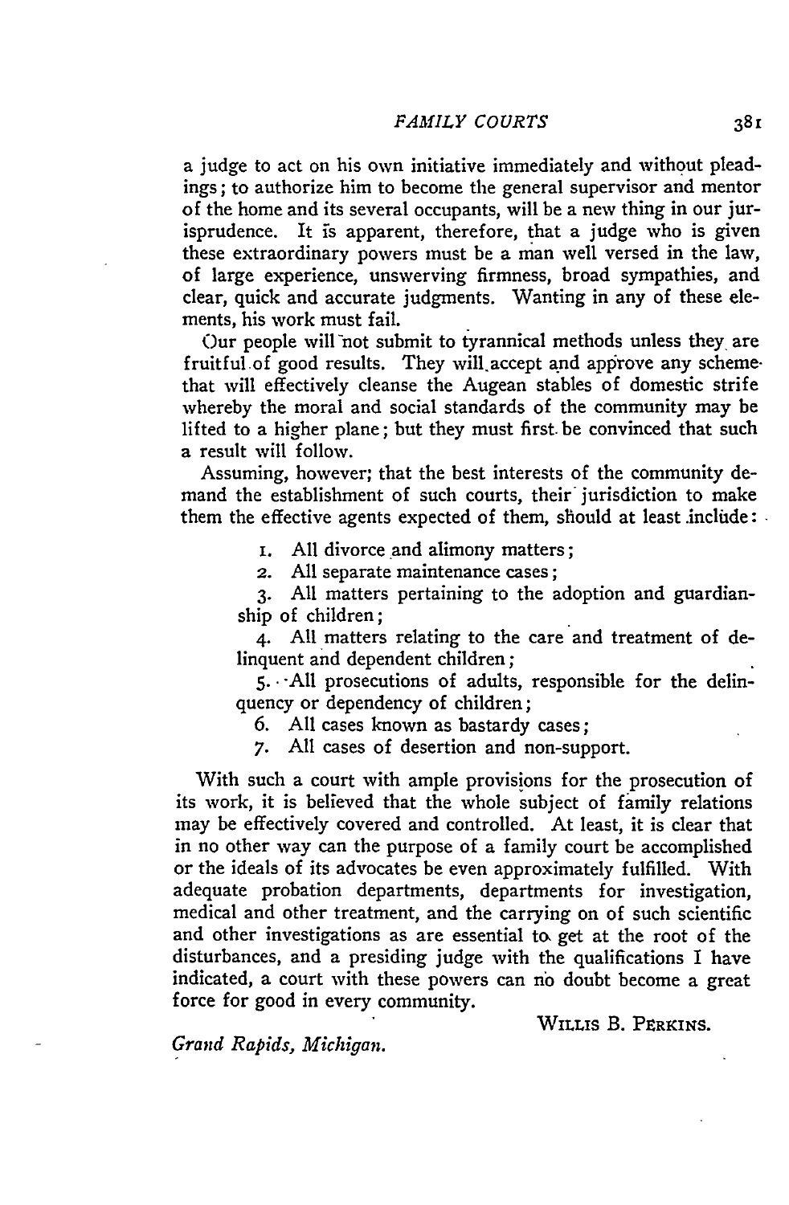a judge to act on his own initiative immediately and without pleadings; to authorize him to become the general supervisor and mentor of the home and its several occupants, will be a new thing in our jurisprudence. It is apparent, therefore, that a judge who is given these extraordinary powers must be a man well versed in the law, of large experience, unswerving firmness, broad sympathies, and clear, quick and accurate judgments. Wanting in any of these elements, his work must fail.

Our people will not submit to tyrannical methods unless they are fruitful of good results. They will accept and approve any scheme that will effectively cleanse the Augean stables of domestic strife whereby the moral and social standards of the community may be lifted to a higher plane; but they must first be convinced that such a result will follow.

Assuming, however; that the best interests of the community demand the establishment of such courts, their jurisdiction to make them the effective agents expected of them, should at least include:

1. All divorce and alimony matters;
2. All separate maintenance cases;
3. All matters pertaining to the adoption and guardianship of children;
4. All matters relating to the care and treatment of delinquent and dependent children;
5. All prosecutions of adults, responsible for the delinquency or dependency of children;
6. All cases known as bastardy cases;
7. All cases of desertion and non-support.

With such a court with ample provisions for the prosecution of its work, it is believed that the whole subject of family relations may be effectively covered and controlled. At least, it is clear that in no other way can the purpose of a family court be accomplished or the ideals of its advocates be even approximately fulfilled. With adequate probation departments, departments for investigation, medical and other treatment, and the carrying on of such scientific and other investigations as are essential to get at the root of the disturbances, and a presiding judge with the qualifications I have indicated, a court with these powers can no doubt become a great force for good in every community.

WILLIS B. PERKINS.

*Grand Rapids, Michigan.*